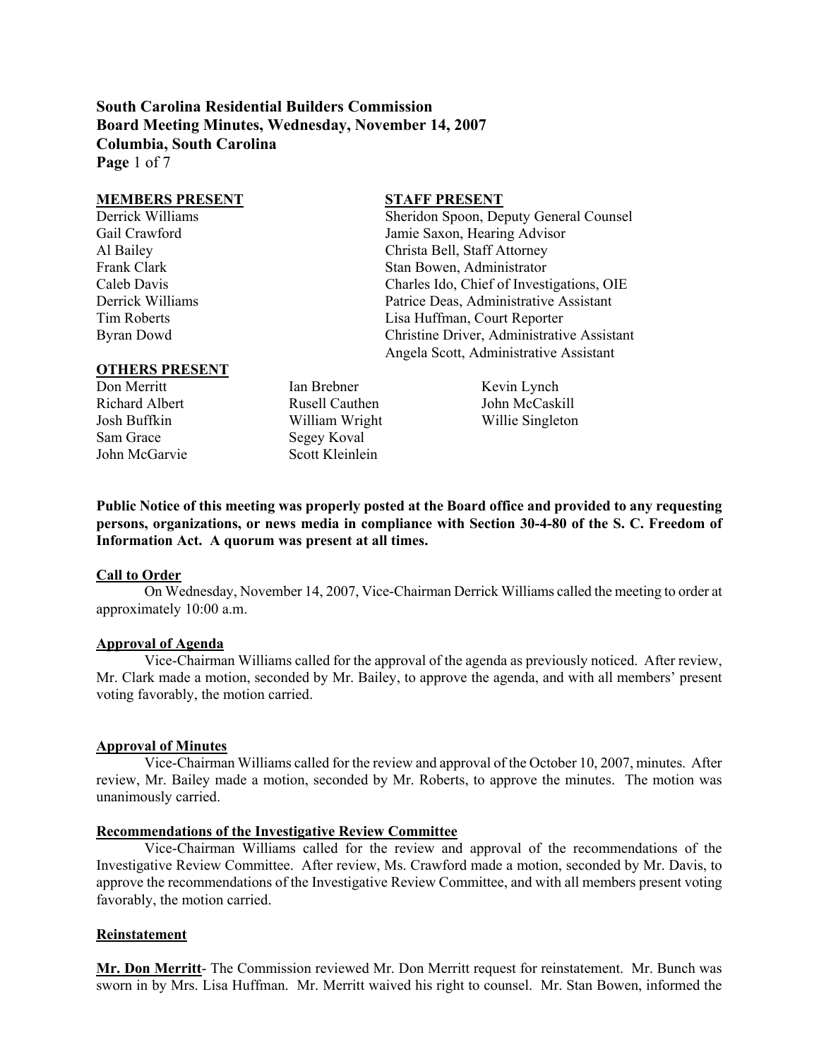**South Carolina Residential Builders Commission**
**Board Meeting Minutes, Wednesday, November 14, 2007**
**Columbia, South Carolina**

| MEMBERS PRESENT | STAFF PRESENT |
|---|---|
| Derrick Williams | Sheridon Spoon, Deputy General Counsel |
| Gail Crawford | Jamie Saxon, Hearing Advisor |
| Al Bailey | Christa Bell, Staff Attorney |
| Frank Clark | Stan Bowen, Administrator |
| Caleb Davis | Charles Ido, Chief of Investigations, OIE |
| Derrick Williams | Patrice Deas, Administrative Assistant |
| Tim Roberts | Lisa Huffman, Court Reporter |
| Byran Dowd | Christine Driver, Administrative Assistant |
| | Angela Scott, Administrative Assistant |

**OTHERS PRESENT**

| | | |
|---|---|---|
| Don Merritt | Ian Brebner | Kevin Lynch |
| Richard Albert | Rusell Cauthen | John McCaskill |
| Josh Buffkin | William Wright | Willie Singleton |
| Sam Grace | Segey Koval | |
| John McGarvie | Scott Kleinlein | |

**Public Notice of this meeting was properly posted at the Board office and provided to any requesting persons, organizations, or news media in compliance with Section 30-4-80 of the S. C. Freedom of Information Act. A quorum was present at all times.**

**Call to Order**

On Wednesday, November 14, 2007, Vice-Chairman Derrick Williams called the meeting to order at approximately 10:00 a.m.

**Approval of Agenda**

Vice-Chairman Williams called for the approval of the agenda as previously noticed. After review, Mr. Clark made a motion, seconded by Mr. Bailey, to approve the agenda, and with all members' present voting favorably, the motion carried.

**Approval of Minutes**

Vice-Chairman Williams called for the review and approval of the October 10, 2007, minutes. After review, Mr. Bailey made a motion, seconded by Mr. Roberts, to approve the minutes. The motion was unanimously carried.

**Recommendations of the Investigative Review Committee**

Vice-Chairman Williams called for the review and approval of the recommendations of the Investigative Review Committee. After review, Ms. Crawford made a motion, seconded by Mr. Davis, to approve the recommendations of the Investigative Review Committee, and with all members present voting favorably, the motion carried.

**Reinstatement**

**Mr. Don Merritt**- The Commission reviewed Mr. Don Merritt request for reinstatement. Mr. Bunch was sworn in by Mrs. Lisa Huffman. Mr. Merritt waived his right to counsel. Mr. Stan Bowen, informed the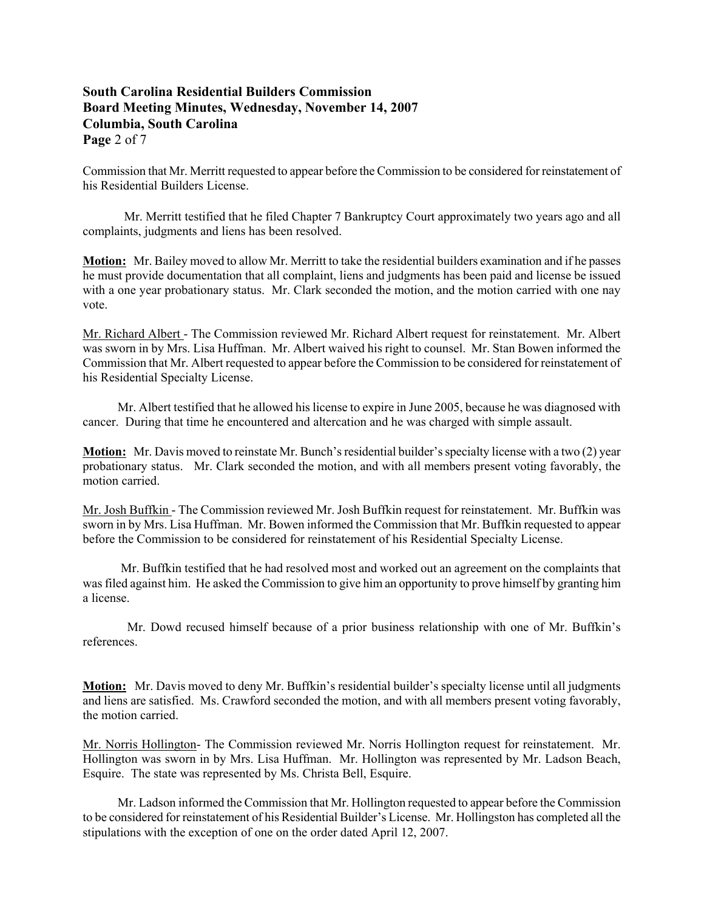Commission that Mr. Merritt requested to appear before the Commission to be considered for reinstatement of his Residential Builders License.

Mr. Merritt testified that he filed Chapter 7 Bankruptcy Court approximately two years ago and all complaints, judgments and liens has been resolved.

**Motion:** Mr. Bailey moved to allow Mr. Merritt to take the residential builders examination and if he passes he must provide documentation that all complaint, liens and judgments has been paid and license be issued with a one year probationary status. Mr. Clark seconded the motion, and the motion carried with one nay vote.

Mr. Richard Albert - The Commission reviewed Mr. Richard Albert request for reinstatement. Mr. Albert was sworn in by Mrs. Lisa Huffman. Mr. Albert waived his right to counsel. Mr. Stan Bowen informed the Commission that Mr. Albert requested to appear before the Commission to be considered for reinstatement of his Residential Specialty License.

Mr. Albert testified that he allowed his license to expire in June 2005, because he was diagnosed with cancer. During that time he encountered and altercation and he was charged with simple assault.

**Motion:** Mr. Davis moved to reinstate Mr. Bunch's residential builder's specialty license with a two (2) year probationary status. Mr. Clark seconded the motion, and with all members present voting favorably, the motion carried.

Mr. Josh Buffkin - The Commission reviewed Mr. Josh Buffkin request for reinstatement. Mr. Buffkin was sworn in by Mrs. Lisa Huffman. Mr. Bowen informed the Commission that Mr. Buffkin requested to appear before the Commission to be considered for reinstatement of his Residential Specialty License.

Mr. Buffkin testified that he had resolved most and worked out an agreement on the complaints that was filed against him. He asked the Commission to give him an opportunity to prove himself by granting him a license.

Mr. Dowd recused himself because of a prior business relationship with one of Mr. Buffkin's references.

**Motion:** Mr. Davis moved to deny Mr. Buffkin's residential builder's specialty license until all judgments and liens are satisfied. Ms. Crawford seconded the motion, and with all members present voting favorably, the motion carried.

Mr. Norris Hollington- The Commission reviewed Mr. Norris Hollington request for reinstatement. Mr. Hollington was sworn in by Mrs. Lisa Huffman. Mr. Hollington was represented by Mr. Ladson Beach, Esquire. The state was represented by Ms. Christa Bell, Esquire.

Mr. Ladson informed the Commission that Mr. Hollington requested to appear before the Commission to be considered for reinstatement of his Residential Builder's License. Mr. Hollingston has completed all the stipulations with the exception of one on the order dated April 12, 2007.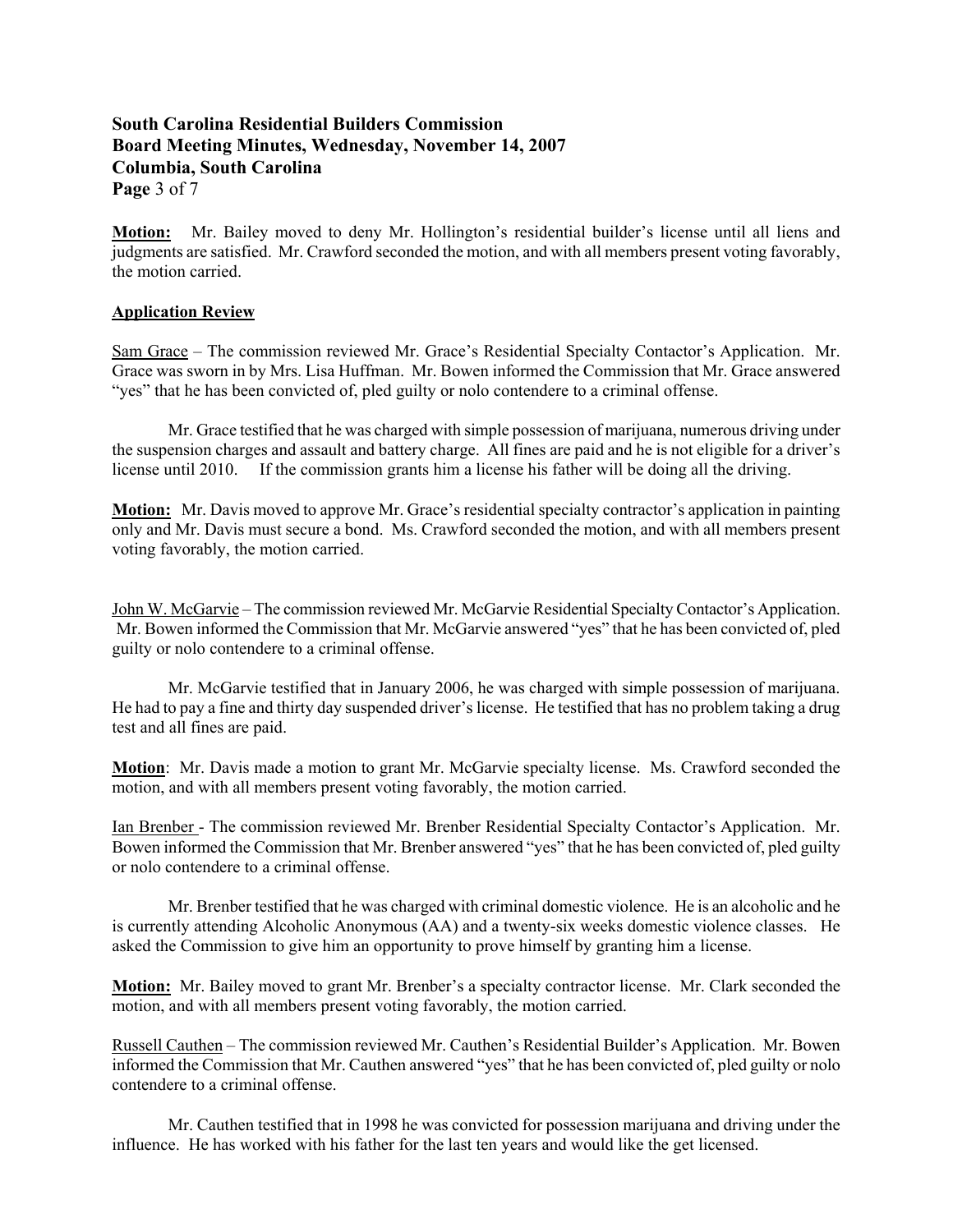**Motion:** Mr. Bailey moved to deny Mr. Hollington's residential builder's license until all liens and judgments are satisfied. Mr. Crawford seconded the motion, and with all members present voting favorably, the motion carried.

**Application Review**

Sam Grace – The commission reviewed Mr. Grace's Residential Specialty Contactor's Application. Mr. Grace was sworn in by Mrs. Lisa Huffman. Mr. Bowen informed the Commission that Mr. Grace answered "yes" that he has been convicted of, pled guilty or nolo contendere to a criminal offense.

Mr. Grace testified that he was charged with simple possession of marijuana, numerous driving under the suspension charges and assault and battery charge. All fines are paid and he is not eligible for a driver's license until 2010. If the commission grants him a license his father will be doing all the driving.

**Motion:** Mr. Davis moved to approve Mr. Grace's residential specialty contractor's application in painting only and Mr. Davis must secure a bond. Ms. Crawford seconded the motion, and with all members present voting favorably, the motion carried.

John W. McGarvie – The commission reviewed Mr. McGarvie Residential Specialty Contactor's Application. Mr. Bowen informed the Commission that Mr. McGarvie answered "yes" that he has been convicted of, pled guilty or nolo contendere to a criminal offense.

Mr. McGarvie testified that in January 2006, he was charged with simple possession of marijuana. He had to pay a fine and thirty day suspended driver's license. He testified that has no problem taking a drug test and all fines are paid.

**Motion**: Mr. Davis made a motion to grant Mr. McGarvie specialty license. Ms. Crawford seconded the motion, and with all members present voting favorably, the motion carried.

Ian Brenber - The commission reviewed Mr. Brenber Residential Specialty Contactor's Application. Mr. Bowen informed the Commission that Mr. Brenber answered "yes" that he has been convicted of, pled guilty or nolo contendere to a criminal offense.

Mr. Brenber testified that he was charged with criminal domestic violence. He is an alcoholic and he is currently attending Alcoholic Anonymous (AA) and a twenty-six weeks domestic violence classes. He asked the Commission to give him an opportunity to prove himself by granting him a license.

**Motion:** Mr. Bailey moved to grant Mr. Brenber's a specialty contractor license. Mr. Clark seconded the motion, and with all members present voting favorably, the motion carried.

Russell Cauthen – The commission reviewed Mr. Cauthen's Residential Builder's Application. Mr. Bowen informed the Commission that Mr. Cauthen answered "yes" that he has been convicted of, pled guilty or nolo contendere to a criminal offense.

Mr. Cauthen testified that in 1998 he was convicted for possession marijuana and driving under the influence. He has worked with his father for the last ten years and would like the get licensed.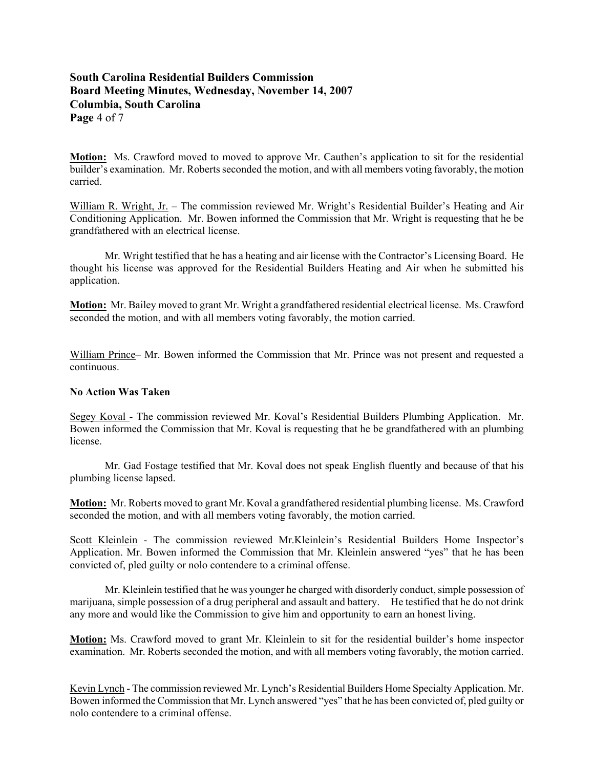**Motion:** Ms. Crawford moved to moved to approve Mr. Cauthen's application to sit for the residential builder's examination. Mr. Roberts seconded the motion, and with all members voting favorably, the motion carried.

William R. Wright, Jr. – The commission reviewed Mr. Wright's Residential Builder's Heating and Air Conditioning Application. Mr. Bowen informed the Commission that Mr. Wright is requesting that he be grandfathered with an electrical license.

Mr. Wright testified that he has a heating and air license with the Contractor's Licensing Board. He thought his license was approved for the Residential Builders Heating and Air when he submitted his application.

**Motion:** Mr. Bailey moved to grant Mr. Wright a grandfathered residential electrical license. Ms. Crawford seconded the motion, and with all members voting favorably, the motion carried.

William Prince– Mr. Bowen informed the Commission that Mr. Prince was not present and requested a continuous.

**No Action Was Taken**

Segey Koval - The commission reviewed Mr. Koval's Residential Builders Plumbing Application. Mr. Bowen informed the Commission that Mr. Koval is requesting that he be grandfathered with an plumbing license.

Mr. Gad Fostage testified that Mr. Koval does not speak English fluently and because of that his plumbing license lapsed.

**Motion:** Mr. Roberts moved to grant Mr. Koval a grandfathered residential plumbing license. Ms. Crawford seconded the motion, and with all members voting favorably, the motion carried.

Scott Kleinlein - The commission reviewed Mr.Kleinlein's Residential Builders Home Inspector's Application. Mr. Bowen informed the Commission that Mr. Kleinlein answered "yes" that he has been convicted of, pled guilty or nolo contendere to a criminal offense.

Mr. Kleinlein testified that he was younger he charged with disorderly conduct, simple possession of marijuana, simple possession of a drug peripheral and assault and battery. He testified that he do not drink any more and would like the Commission to give him and opportunity to earn an honest living.

**Motion:** Ms. Crawford moved to grant Mr. Kleinlein to sit for the residential builder's home inspector examination. Mr. Roberts seconded the motion, and with all members voting favorably, the motion carried.

Kevin Lynch - The commission reviewed Mr. Lynch's Residential Builders Home Specialty Application. Mr. Bowen informed the Commission that Mr. Lynch answered "yes" that he has been convicted of, pled guilty or nolo contendere to a criminal offense.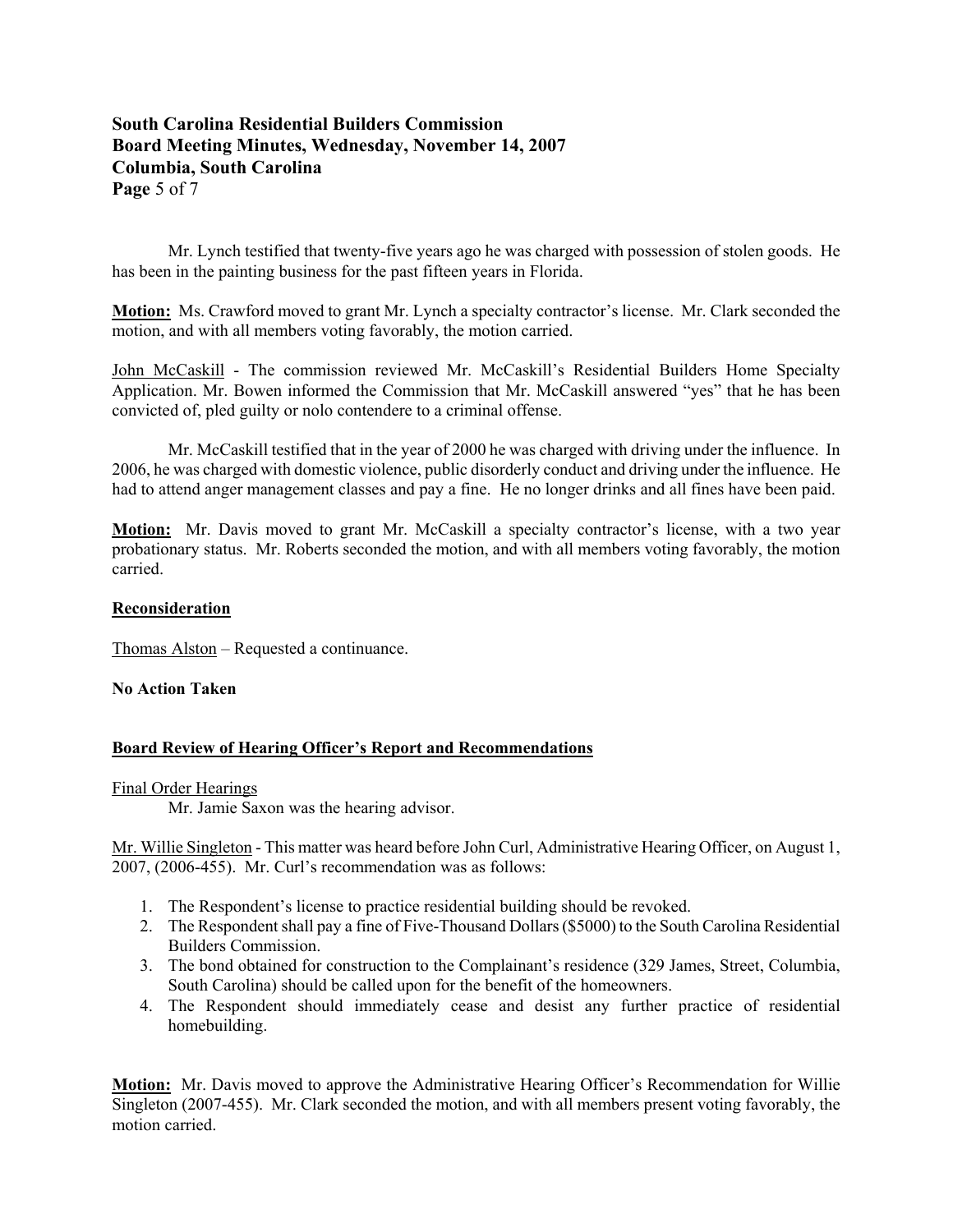Mr. Lynch testified that twenty-five years ago he was charged with possession of stolen goods. He has been in the painting business for the past fifteen years in Florida.

**Motion:** Ms. Crawford moved to grant Mr. Lynch a specialty contractor's license. Mr. Clark seconded the motion, and with all members voting favorably, the motion carried.

John McCaskill - The commission reviewed Mr. McCaskill's Residential Builders Home Specialty Application. Mr. Bowen informed the Commission that Mr. McCaskill answered "yes" that he has been convicted of, pled guilty or nolo contendere to a criminal offense.

Mr. McCaskill testified that in the year of 2000 he was charged with driving under the influence. In 2006, he was charged with domestic violence, public disorderly conduct and driving under the influence. He had to attend anger management classes and pay a fine. He no longer drinks and all fines have been paid.

**Motion:** Mr. Davis moved to grant Mr. McCaskill a specialty contractor's license, with a two year probationary status. Mr. Roberts seconded the motion, and with all members voting favorably, the motion carried.

**Reconsideration**

Thomas Alston – Requested a continuance.

**No Action Taken**

**Board Review of Hearing Officer's Report and Recommendations**

Final Order Hearings

Mr. Jamie Saxon was the hearing advisor.

Mr. Willie Singleton - This matter was heard before John Curl, Administrative Hearing Officer, on August 1, 2007, (2006-455). Mr. Curl's recommendation was as follows:

1. The Respondent's license to practice residential building should be revoked.
2. The Respondent shall pay a fine of Five-Thousand Dollars ($5000) to the South Carolina Residential Builders Commission.
3. The bond obtained for construction to the Complainant's residence (329 James, Street, Columbia, South Carolina) should be called upon for the benefit of the homeowners.
4. The Respondent should immediately cease and desist any further practice of residential homebuilding.

**Motion:** Mr. Davis moved to approve the Administrative Hearing Officer's Recommendation for Willie Singleton (2007-455). Mr. Clark seconded the motion, and with all members present voting favorably, the motion carried.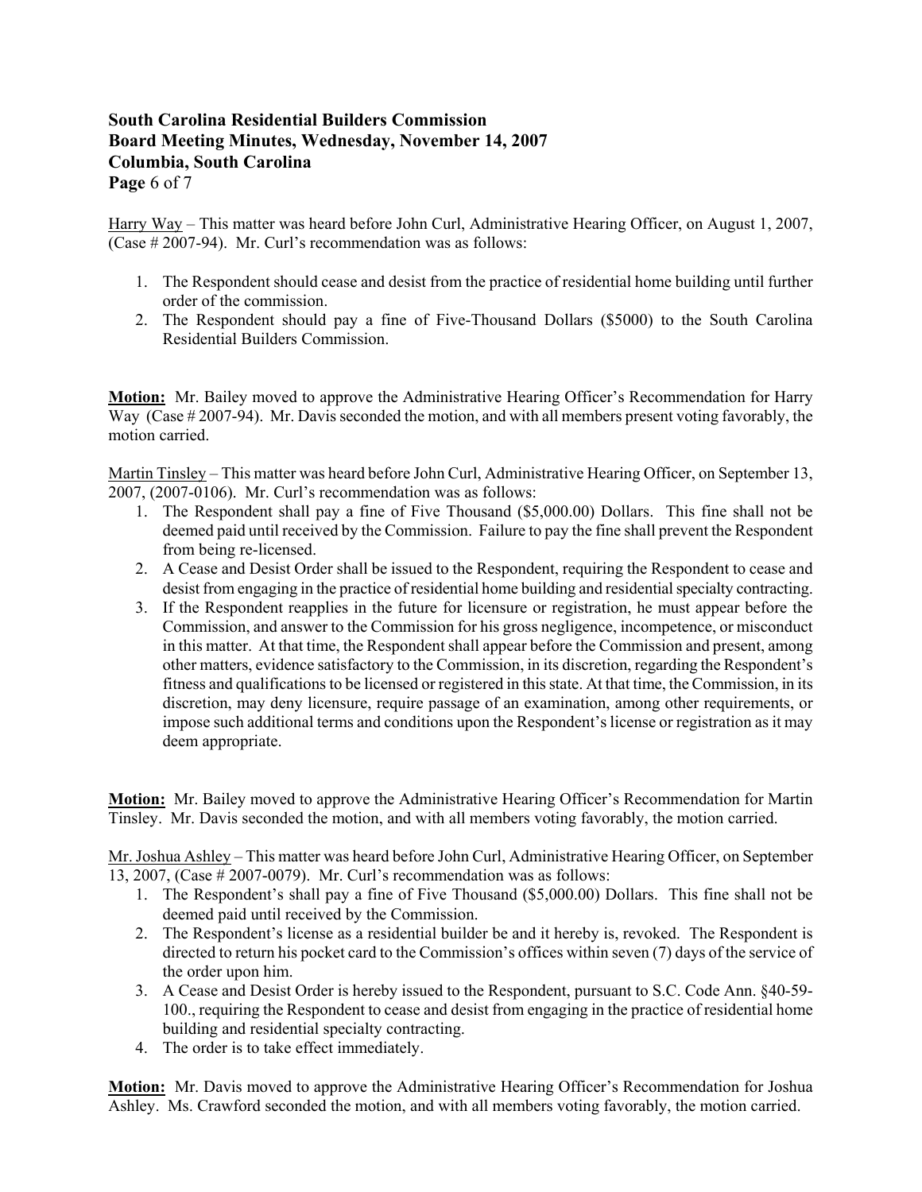Harry Way – This matter was heard before John Curl, Administrative Hearing Officer, on August 1, 2007, (Case # 2007-94). Mr. Curl's recommendation was as follows:

1. The Respondent should cease and desist from the practice of residential home building until further order of the commission.
2. The Respondent should pay a fine of Five-Thousand Dollars ($5000) to the South Carolina Residential Builders Commission.

**Motion:** Mr. Bailey moved to approve the Administrative Hearing Officer's Recommendation for Harry Way (Case # 2007-94). Mr. Davis seconded the motion, and with all members present voting favorably, the motion carried.

Martin Tinsley – This matter was heard before John Curl, Administrative Hearing Officer, on September 13, 2007, (2007-0106). Mr. Curl's recommendation was as follows:

1. The Respondent shall pay a fine of Five Thousand ($5,000.00) Dollars. This fine shall not be deemed paid until received by the Commission. Failure to pay the fine shall prevent the Respondent from being re-licensed.
2. A Cease and Desist Order shall be issued to the Respondent, requiring the Respondent to cease and desist from engaging in the practice of residential home building and residential specialty contracting.
3. If the Respondent reapplies in the future for licensure or registration, he must appear before the Commission, and answer to the Commission for his gross negligence, incompetence, or misconduct in this matter. At that time, the Respondent shall appear before the Commission and present, among other matters, evidence satisfactory to the Commission, in its discretion, regarding the Respondent's fitness and qualifications to be licensed or registered in this state. At that time, the Commission, in its discretion, may deny licensure, require passage of an examination, among other requirements, or impose such additional terms and conditions upon the Respondent's license or registration as it may deem appropriate.

**Motion:** Mr. Bailey moved to approve the Administrative Hearing Officer's Recommendation for Martin Tinsley. Mr. Davis seconded the motion, and with all members voting favorably, the motion carried.

Mr. Joshua Ashley – This matter was heard before John Curl, Administrative Hearing Officer, on September 13, 2007, (Case # 2007-0079). Mr. Curl's recommendation was as follows:

1. The Respondent's shall pay a fine of Five Thousand ($5,000.00) Dollars. This fine shall not be deemed paid until received by the Commission.
2. The Respondent's license as a residential builder be and it hereby is, revoked. The Respondent is directed to return his pocket card to the Commission's offices within seven (7) days of the service of the order upon him.
3. A Cease and Desist Order is hereby issued to the Respondent, pursuant to S.C. Code Ann. §40-59-100., requiring the Respondent to cease and desist from engaging in the practice of residential home building and residential specialty contracting.
4. The order is to take effect immediately.

**Motion:** Mr. Davis moved to approve the Administrative Hearing Officer's Recommendation for Joshua Ashley. Ms. Crawford seconded the motion, and with all members voting favorably, the motion carried.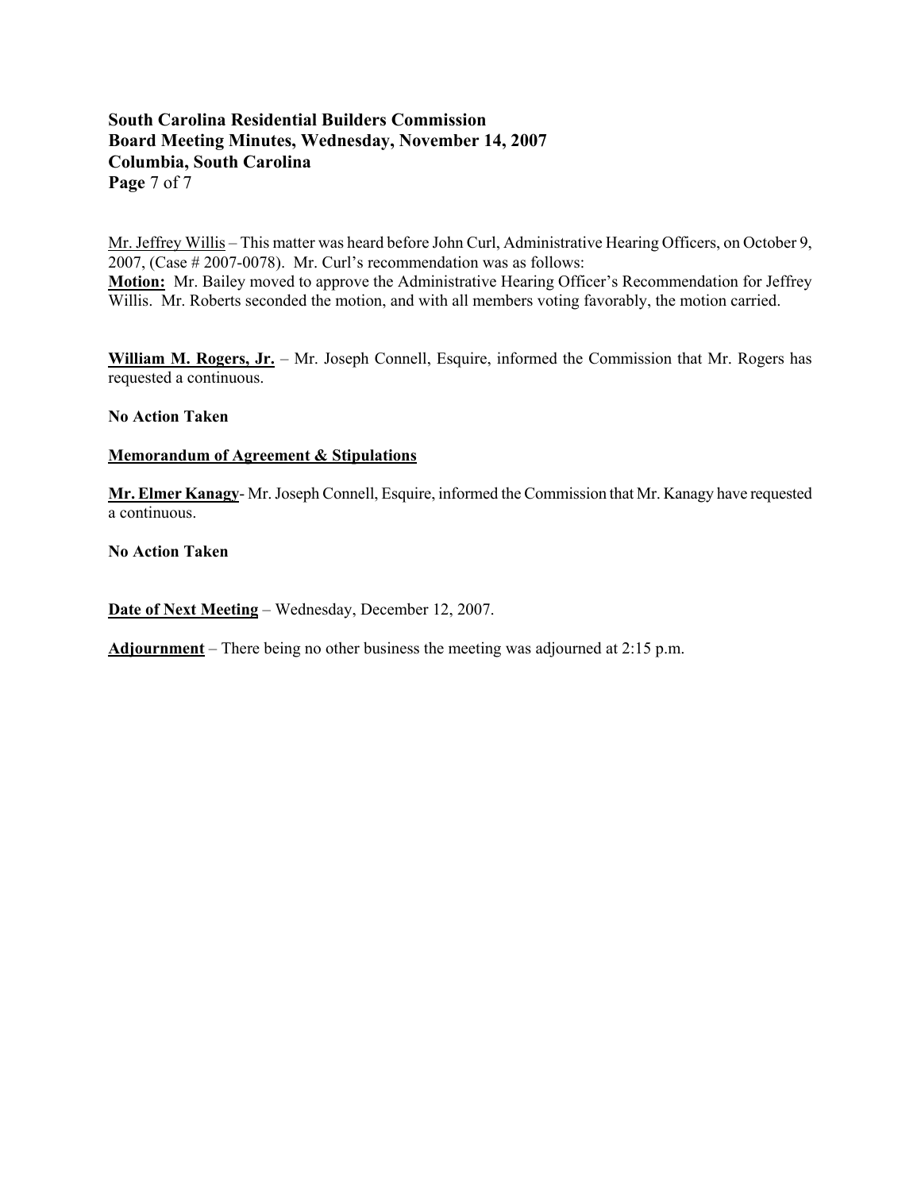Mr. Jeffrey Willis – This matter was heard before John Curl, Administrative Hearing Officers, on October 9, 2007, (Case # 2007-0078). Mr. Curl's recommendation was as follows:
**Motion:** Mr. Bailey moved to approve the Administrative Hearing Officer's Recommendation for Jeffrey Willis. Mr. Roberts seconded the motion, and with all members voting favorably, the motion carried.

**William M. Rogers, Jr.** – Mr. Joseph Connell, Esquire, informed the Commission that Mr. Rogers has requested a continuous.

**No Action Taken**

**Memorandum of Agreement & Stipulations**

**Mr. Elmer Kanagy**- Mr. Joseph Connell, Esquire, informed the Commission that Mr. Kanagy have requested a continuous.

**No Action Taken**

**Date of Next Meeting** – Wednesday, December 12, 2007.

**Adjournment** – There being no other business the meeting was adjourned at 2:15 p.m.